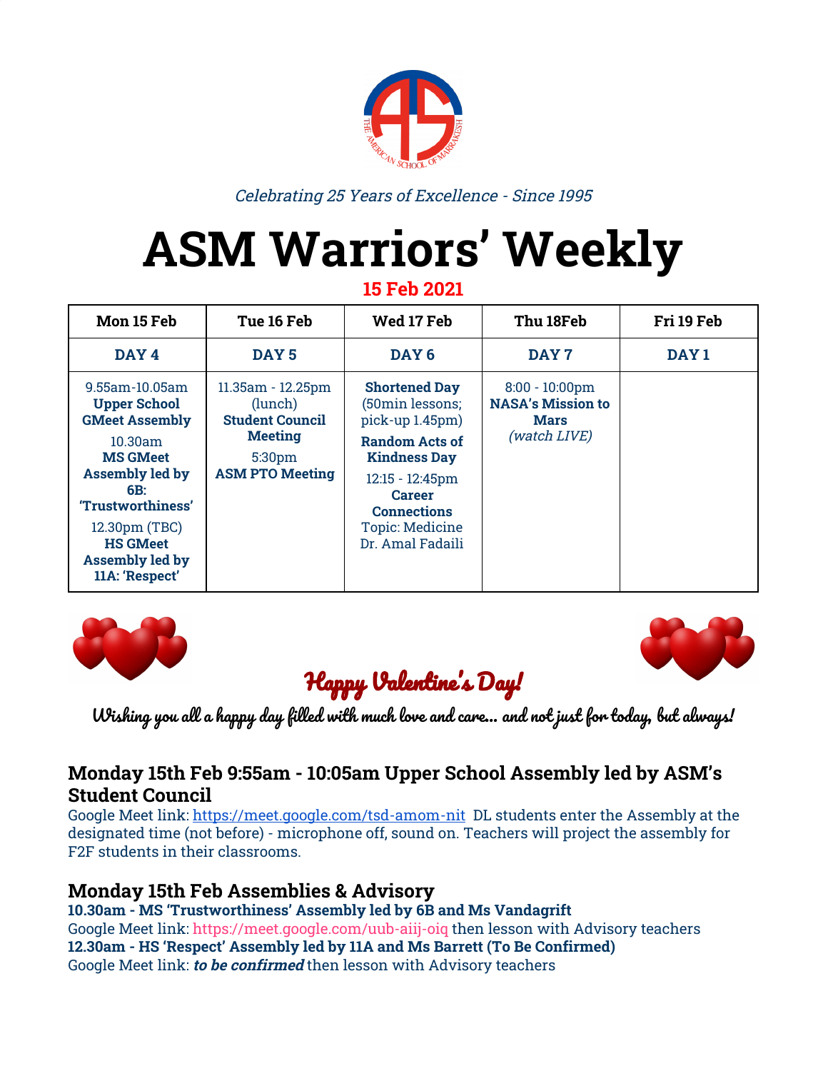*Celebrating 25 Years of Excellence - Since 1995*

# ASM Warriors' Weekly

**15 Feb 2021**

| Mon 15 Feb | Tue 16 Feb | Wed 17 Feb | Thu 18Feb | Fri 19 Feb |
|---|---|---|---|---|
| **DAY 4** | **DAY 5** | **DAY 6** | **DAY 7** | **DAY 1** |
| 9.55am-10.05am **Upper School GMeet Assembly** 10.30am **MS GMeet Assembly led by 6B: 'Trustworthiness'** 12.30pm (TBC) **HS GMeet Assembly led by 11A: 'Respect'** | 11.35am - 12.25pm (lunch) **Student Council Meeting** 5:30pm **ASM PTO Meeting** | **Shortened Day** (50min lessons; pick-up 1.45pm) **Random Acts of Kindness Day** 12:15 - 12:45pm **Career Connections** Topic: Medicine Dr. Amal Fadaili | 8:00 - 10:00pm **NASA's Mission to Mars** *(watch LIVE)* | |

## Happy Valentine's Day!

Wishing you all a happy day filled with much love and care… and not just for today, but always!

### Monday 15th Feb 9:55am - 10:05am Upper School Assembly led by ASM's Student Council

Google Meet link: https://meet.google.com/tsd-amom-nit DL students enter the Assembly at the designated time (not before) - microphone off, sound on. Teachers will project the assembly for F2F students in their classrooms.

### Monday 15th Feb Assemblies & Advisory

**10.30am - MS 'Trustworthiness' Assembly led by 6B and Ms Vandagrift**
Google Meet link: https://meet.google.com/uub-aiij-oiq then lesson with Advisory teachers
**12.30am - HS 'Respect' Assembly led by 11A and Ms Barrett (To Be Confirmed)**
Google Meet link: ***to be confirmed*** then lesson with Advisory teachers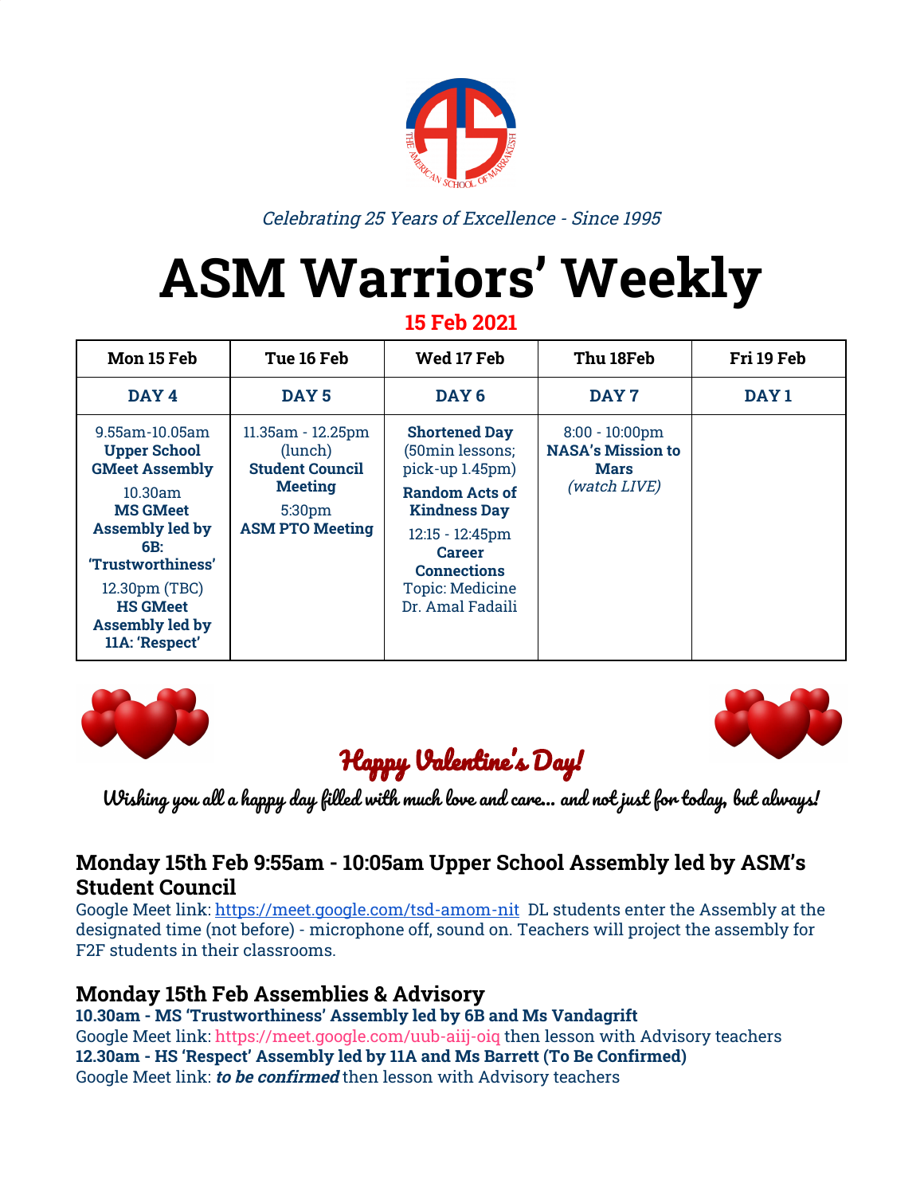*Celebrating 25 Years of Excellence - Since 1995*

# ASM Warriors' Weekly

**15 Feb 2021**

| Mon 15 Feb | Tue 16 Feb | Wed 17 Feb | Thu 18Feb | Fri 19 Feb |
|---|---|---|---|---|
| **DAY 4** | **DAY 5** | **DAY 6** | **DAY 7** | **DAY 1** |
| 9.55am-10.05am **Upper School GMeet Assembly** 10.30am **MS GMeet Assembly led by 6B: 'Trustworthiness'** 12.30pm (TBC) **HS GMeet Assembly led by 11A: 'Respect'** | 11.35am - 12.25pm (lunch) **Student Council Meeting** 5:30pm **ASM PTO Meeting** | **Shortened Day** (50min lessons; pick-up 1.45pm) **Random Acts of Kindness Day** 12:15 - 12:45pm **Career Connections** Topic: Medicine Dr. Amal Fadaili | 8:00 - 10:00pm **NASA's Mission to Mars** *(watch LIVE)* | |

**Happy Valentine's Day!**

**Wishing you all a happy day filled with much love and care... and not just for today, but always!**

### Monday 15th Feb 9:55am - 10:05am Upper School Assembly led by ASM's Student Council

Google Meet link: https://meet.google.com/tsd-amom-nit DL students enter the Assembly at the designated time (not before) - microphone off, sound on. Teachers will project the assembly for F2F students in their classrooms.

### Monday 15th Feb Assemblies & Advisory

**10.30am - MS 'Trustworthiness' Assembly led by 6B and Ms Vandagrift**
Google Meet link: https://meet.google.com/uub-aiij-oiq then lesson with Advisory teachers
**12.30am - HS 'Respect' Assembly led by 11A and Ms Barrett (To Be Confirmed)**
Google Meet link: ***to be confirmed*** then lesson with Advisory teachers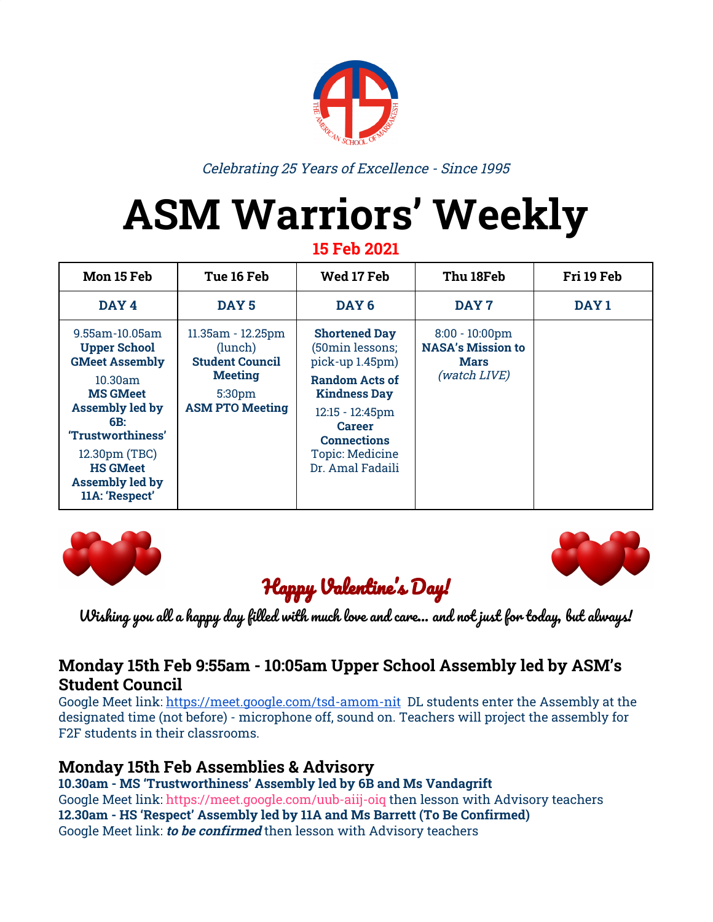*Celebrating 25 Years of Excellence - Since 1995*

# ASM Warriors' Weekly

**15 Feb 2021**

| Mon 15 Feb | Tue 16 Feb | Wed 17 Feb | Thu 18Feb | Fri 19 Feb |
|---|---|---|---|---|
| **DAY 4** | **DAY 5** | **DAY 6** | **DAY 7** | **DAY 1** |
| 9.55am-10.05am **Upper School GMeet Assembly** 10.30am **MS GMeet Assembly led by 6B: 'Trustworthiness'** 12.30pm (TBC) **HS GMeet Assembly led by 11A: 'Respect'** | 11.35am - 12.25pm (lunch) **Student Council Meeting** 5:30pm **ASM PTO Meeting** | **Shortened Day** (50min lessons; pick-up 1.45pm) **Random Acts of Kindness Day** 12:15 - 12:45pm **Career Connections** Topic: Medicine Dr. Amal Fadaili | 8:00 - 10:00pm **NASA's Mission to Mars** *(watch LIVE)* | |

**Happy Valentine's Day!**

**Wishing you all a happy day filled with much love and care… and not just for today, but always!**

## Monday 15th Feb 9:55am - 10:05am Upper School Assembly led by ASM's Student Council

Google Meet link: https://meet.google.com/tsd-amom-nit DL students enter the Assembly at the designated time (not before) - microphone off, sound on. Teachers will project the assembly for F2F students in their classrooms.

## Monday 15th Feb Assemblies & Advisory

**10.30am - MS 'Trustworthiness' Assembly led by 6B and Ms Vandagrift**
Google Meet link: https://meet.google.com/uub-aiij-oiq then lesson with Advisory teachers
**12.30am - HS 'Respect' Assembly led by 11A and Ms Barrett (To Be Confirmed)**
Google Meet link: ***to be confirmed*** then lesson with Advisory teachers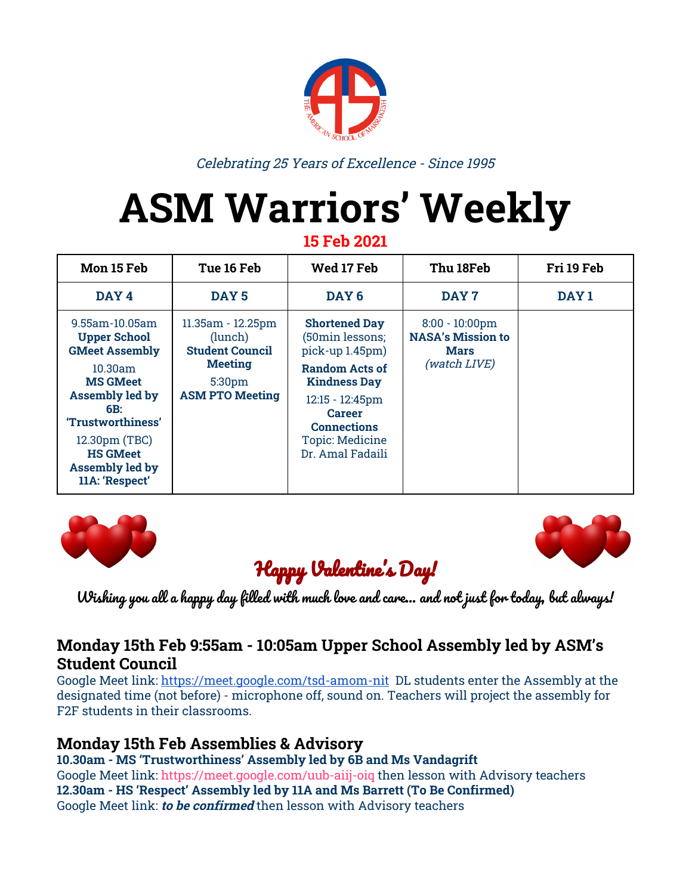*Celebrating 25 Years of Excellence - Since 1995*

# ASM Warriors' Weekly

**15 Feb 2021**

| Mon 15 Feb | Tue 16 Feb | Wed 17 Feb | Thu 18Feb | Fri 19 Feb |
|---|---|---|---|---|
| **DAY 4** | **DAY 5** | **DAY 6** | **DAY 7** | **DAY 1** |
| 9.55am-10.05am **Upper School GMeet Assembly** 10.30am **MS GMeet Assembly led by 6B: 'Trustworthiness'** 12.30pm (TBC) **HS GMeet Assembly led by 11A: 'Respect'** | 11.35am - 12.25pm (lunch) **Student Council Meeting** 5:30pm **ASM PTO Meeting** | **Shortened Day** (50min lessons; pick-up 1.45pm) **Random Acts of Kindness Day** 12:15 - 12:45pm **Career Connections** Topic: Medicine Dr. Amal Fadaili | 8:00 - 10:00pm **NASA's Mission to Mars** *(watch LIVE)* | |

**Happy Valentine's Day!**

**Wishing you all a happy day filled with much love and care… and not just for today, but always!**

## Monday 15th Feb 9:55am - 10:05am Upper School Assembly led by ASM's Student Council

Google Meet link: https://meet.google.com/tsd-amom-nit DL students enter the Assembly at the designated time (not before) - microphone off, sound on. Teachers will project the assembly for F2F students in their classrooms.

## Monday 15th Feb Assemblies & Advisory

**10.30am - MS 'Trustworthiness' Assembly led by 6B and Ms Vandagrift**
Google Meet link: https://meet.google.com/uub-aiij-oiq then lesson with Advisory teachers
**12.30am - HS 'Respect' Assembly led by 11A and Ms Barrett (To Be Confirmed)**
Google Meet link: ***to be confirmed*** then lesson with Advisory teachers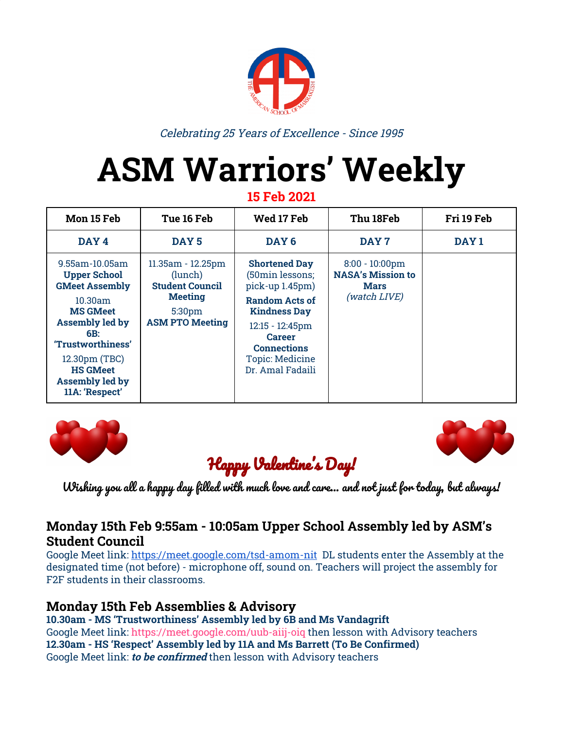*Celebrating 25 Years of Excellence - Since 1995*

# ASM Warriors' Weekly

**15 Feb 2021**

| Mon 15 Feb | Tue 16 Feb | Wed 17 Feb | Thu 18Feb | Fri 19 Feb |
|---|---|---|---|---|
| **DAY 4** | **DAY 5** | **DAY 6** | **DAY 7** | **DAY 1** |
| 9.55am-10.05am **Upper School GMeet Assembly** 10.30am **MS GMeet Assembly led by 6B: 'Trustworthiness'** 12.30pm (TBC) **HS GMeet Assembly led by 11A: 'Respect'** | 11.35am - 12.25pm (lunch) **Student Council Meeting** 5:30pm **ASM PTO Meeting** | **Shortened Day** (50min lessons; pick-up 1.45pm) **Random Acts of Kindness Day** 12:15 - 12:45pm **Career Connections** Topic: Medicine Dr. Amal Fadaili | 8:00 - 10:00pm **NASA's Mission to Mars** *(watch LIVE)* | |

**Happy Valentine's Day!**

**Wishing you all a happy day filled with much love and care… and not just for today, but always!**

### Monday 15th Feb 9:55am - 10:05am Upper School Assembly led by ASM's Student Council

Google Meet link: https://meet.google.com/tsd-amom-nit DL students enter the Assembly at the designated time (not before) - microphone off, sound on. Teachers will project the assembly for F2F students in their classrooms.

### Monday 15th Feb Assemblies & Advisory

**10.30am - MS 'Trustworthiness' Assembly led by 6B and Ms Vandagrift**
Google Meet link: https://meet.google.com/uub-aiij-oiq then lesson with Advisory teachers
**12.30am - HS 'Respect' Assembly led by 11A and Ms Barrett (To Be Confirmed)**
Google Meet link: ***to be confirmed*** then lesson with Advisory teachers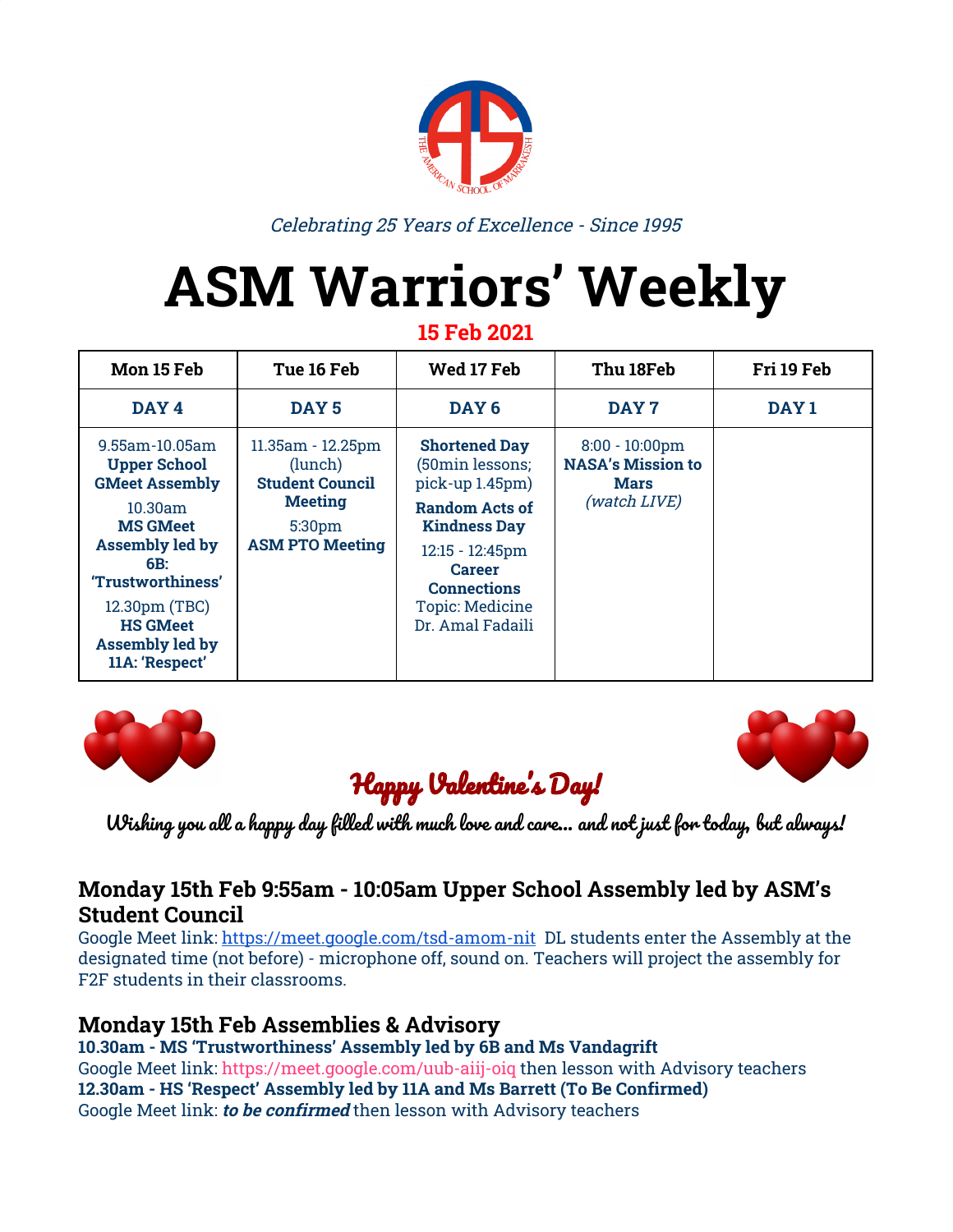*Celebrating 25 Years of Excellence - Since 1995*

# ASM Warriors' Weekly

**15 Feb 2021**

| Mon 15 Feb | Tue 16 Feb | Wed 17 Feb | Thu 18Feb | Fri 19 Feb |
|---|---|---|---|---|
| **DAY 4** | **DAY 5** | **DAY 6** | **DAY 7** | **DAY 1** |
| 9.55am-10.05am **Upper School GMeet Assembly** 10.30am **MS GMeet Assembly led by 6B: 'Trustworthiness'** 12.30pm (TBC) **HS GMeet Assembly led by 11A: 'Respect'** | 11.35am - 12.25pm (lunch) **Student Council Meeting** 5:30pm **ASM PTO Meeting** | **Shortened Day** (50min lessons; pick-up 1.45pm) **Random Acts of Kindness Day** 12:15 - 12:45pm **Career Connections** Topic: Medicine Dr. Amal Fadaili | 8:00 - 10:00pm **NASA's Mission to Mars** *(watch LIVE)* | |

**Happy Valentine's Day!**

**Wishing you all a happy day filled with much love and care... and not just for today, but always!**

### Monday 15th Feb 9:55am - 10:05am Upper School Assembly led by ASM's Student Council

Google Meet link: https://meet.google.com/tsd-amom-nit DL students enter the Assembly at the designated time (not before) - microphone off, sound on. Teachers will project the assembly for F2F students in their classrooms.

### Monday 15th Feb Assemblies & Advisory

**10.30am - MS 'Trustworthiness' Assembly led by 6B and Ms Vandagrift**
Google Meet link: https://meet.google.com/uub-aiij-oiq then lesson with Advisory teachers
**12.30am - HS 'Respect' Assembly led by 11A and Ms Barrett (To Be Confirmed)**
Google Meet link: ***to be confirmed*** then lesson with Advisory teachers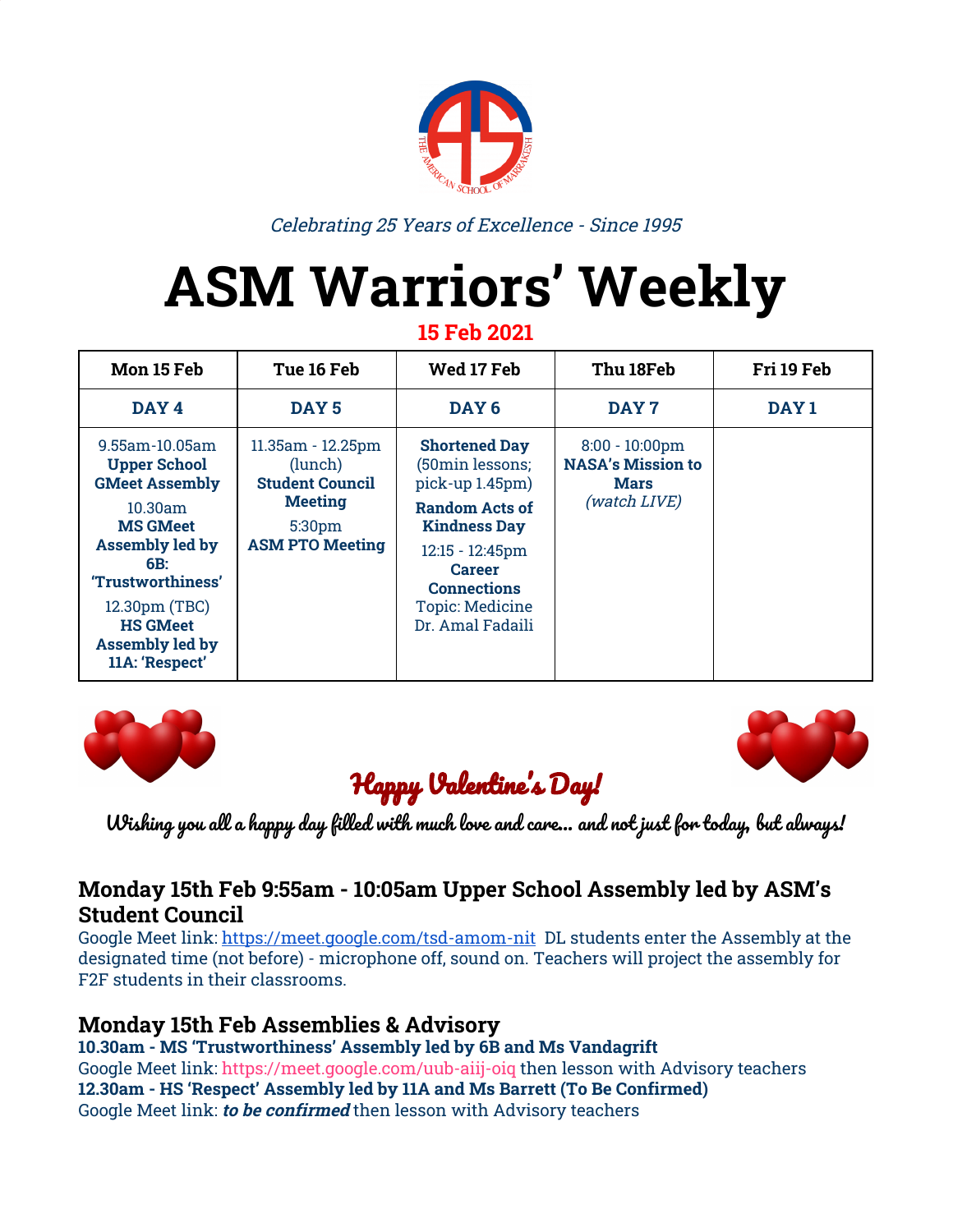Celebrating 25 Years of Excellence - Since 1995

# ASM Warriors' Weekly

**15 Feb 2021**

| Mon 15 Feb | Tue 16 Feb | Wed 17 Feb | Thu 18Feb | Fri 19 Feb |
|---|---|---|---|---|
| **DAY 4** | **DAY 5** | **DAY 6** | **DAY 7** | **DAY 1** |
| 9.55am-10.05am **Upper School GMeet Assembly** 10.30am **MS GMeet Assembly led by 6B: 'Trustworthiness'** 12.30pm (TBC) **HS GMeet Assembly led by 11A: 'Respect'** | 11.35am - 12.25pm (lunch) **Student Council Meeting** 5:30pm **ASM PTO Meeting** | **Shortened Day** (50min lessons; pick-up 1.45pm) **Random Acts of Kindness Day** 12:15 - 12:45pm **Career Connections** Topic: Medicine Dr. Amal Fadaili | 8:00 - 10:00pm **NASA's Mission to Mars** *(watch LIVE)* | |

**Happy Valentine's Day!**

**Wishing you all a happy day filled with much love and care... and not just for today, but always!**

### Monday 15th Feb 9:55am - 10:05am Upper School Assembly led by ASM's Student Council

Google Meet link: https://meet.google.com/tsd-amom-nit DL students enter the Assembly at the designated time (not before) - microphone off, sound on. Teachers will project the assembly for F2F students in their classrooms.

### Monday 15th Feb Assemblies & Advisory

**10.30am - MS 'Trustworthiness' Assembly led by 6B and Ms Vandagrift**
Google Meet link: https://meet.google.com/uub-aiij-oiq then lesson with Advisory teachers
**12.30am - HS 'Respect' Assembly led by 11A and Ms Barrett (To Be Confirmed)**
Google Meet link: ***to be confirmed*** then lesson with Advisory teachers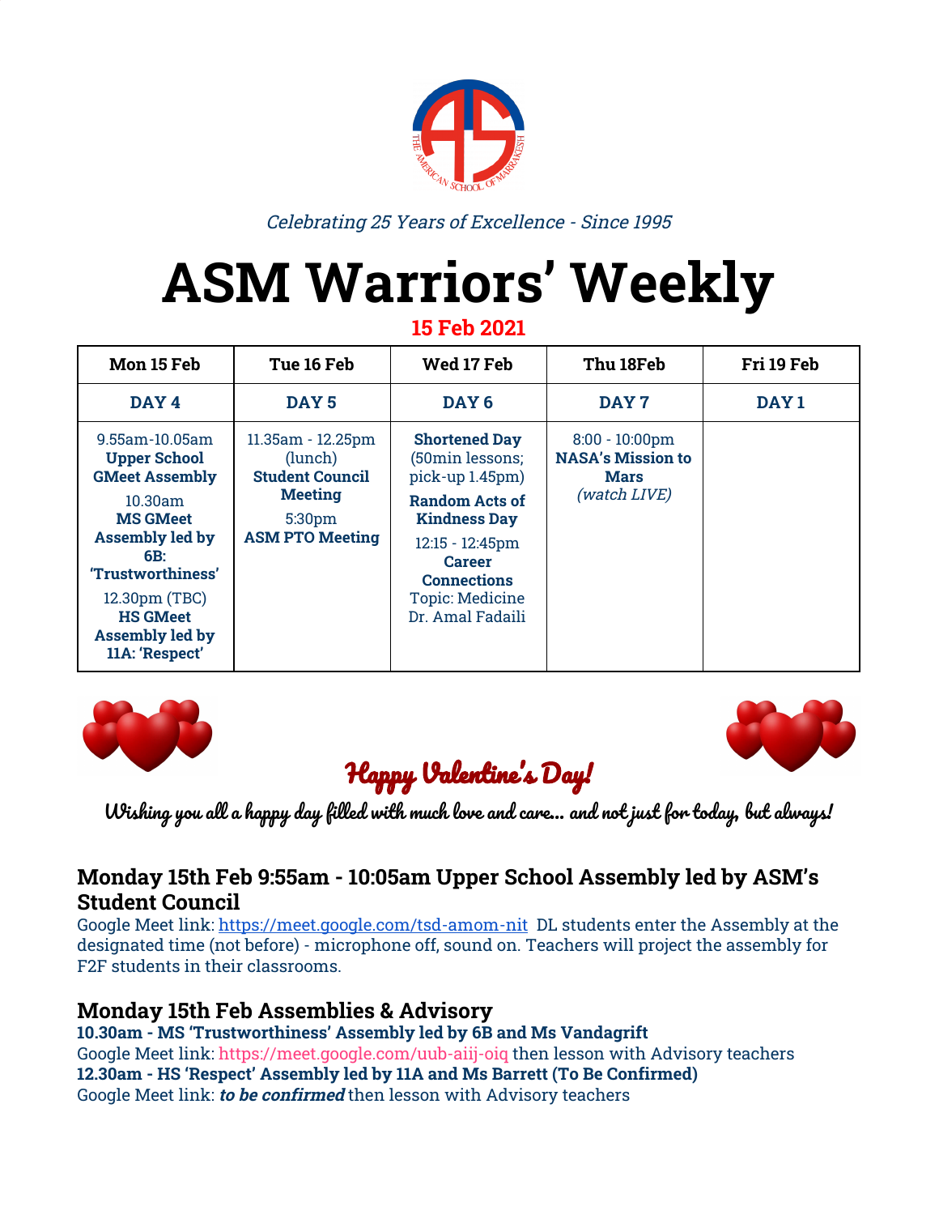*Celebrating 25 Years of Excellence - Since 1995*

# ASM Warriors' Weekly

**15 Feb 2021**

| Mon 15 Feb | Tue 16 Feb | Wed 17 Feb | Thu 18Feb | Fri 19 Feb |
|---|---|---|---|---|
| **DAY 4** | **DAY 5** | **DAY 6** | **DAY 7** | **DAY 1** |
| 9.55am-10.05am **Upper School GMeet Assembly** 10.30am **MS GMeet Assembly led by 6B: 'Trustworthiness'** 12.30pm (TBC) **HS GMeet Assembly led by 11A: 'Respect'** | 11.35am - 12.25pm (lunch) **Student Council Meeting** 5:30pm **ASM PTO Meeting** | **Shortened Day** (50min lessons; pick-up 1.45pm) **Random Acts of Kindness Day** 12:15 - 12:45pm **Career Connections** Topic: Medicine Dr. Amal Fadaili | 8:00 - 10:00pm **NASA's Mission to Mars** *(watch LIVE)* | |

**Happy Valentine's Day!**

**Wishing you all a happy day filled with much love and care... and not just for today, but always!**

### Monday 15th Feb 9:55am - 10:05am Upper School Assembly led by ASM's Student Council

Google Meet link: https://meet.google.com/tsd-amom-nit DL students enter the Assembly at the designated time (not before) - microphone off, sound on. Teachers will project the assembly for F2F students in their classrooms.

### Monday 15th Feb Assemblies & Advisory

**10.30am - MS 'Trustworthiness' Assembly led by 6B and Ms Vandagrift**
Google Meet link: https://meet.google.com/uub-aiij-oiq then lesson with Advisory teachers
**12.30am - HS 'Respect' Assembly led by 11A and Ms Barrett (To Be Confirmed)**
Google Meet link: ***to be confirmed*** then lesson with Advisory teachers